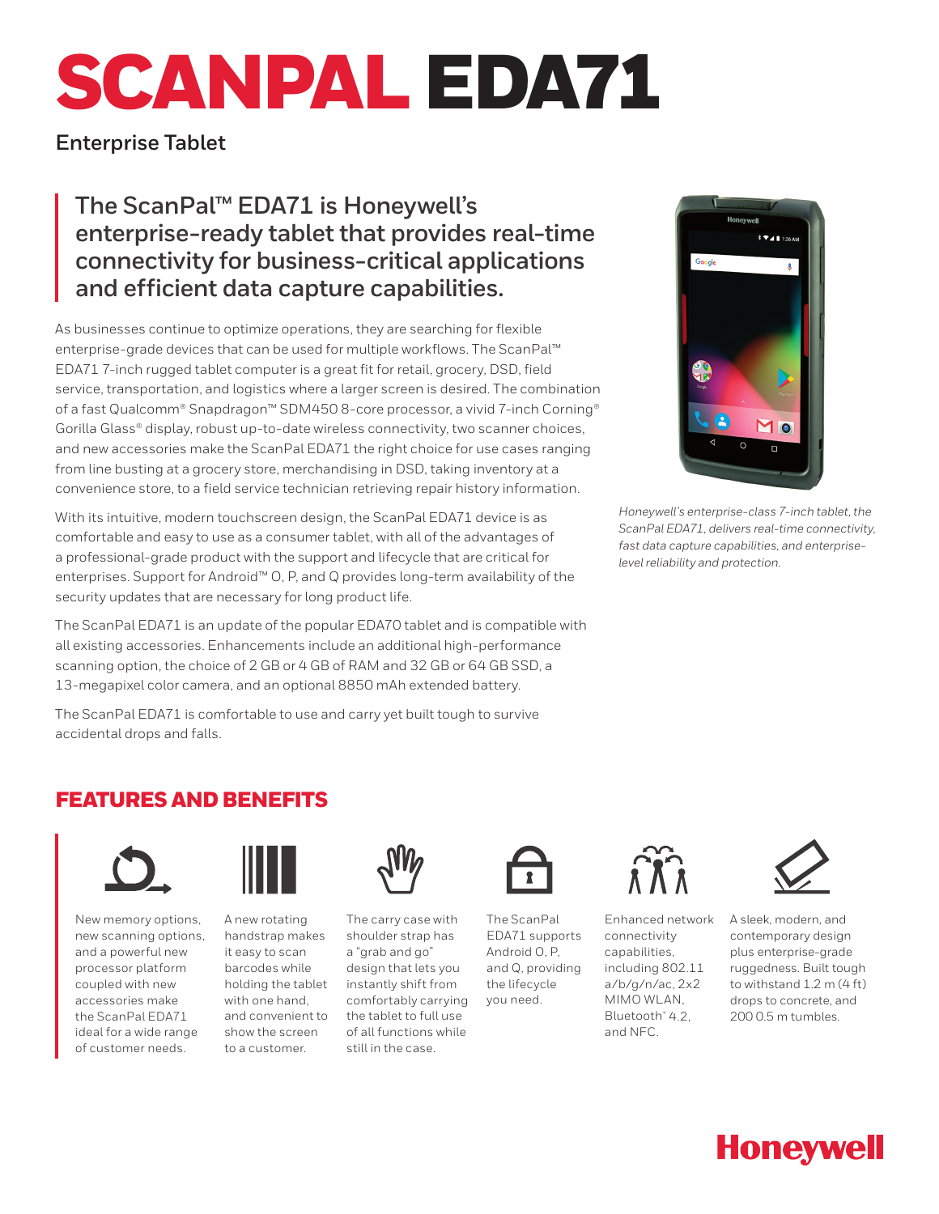# SCANPAL EDA71

## Enterprise Tablet

### The ScanPal™ EDA71 is Honeywell's enterprise-ready tablet that provides real-time connectivity for business-critical applications and efficient data capture capabilities.

As businesses continue to optimize operations, they are searching for flexible enterprise-grade devices that can be used for multiple workflows. The ScanPal™ EDA71 7-inch rugged tablet computer is a great fit for retail, grocery, DSD, field service, transportation, and logistics where a larger screen is desired. The combination of a fast Qualcomm® Snapdragon™ SDM450 8-core processor, a vivid 7-inch Corning® Gorilla Glass® display, robust up-to-date wireless connectivity, two scanner choices, and new accessories make the ScanPal EDA71 the right choice for use cases ranging from line busting at a grocery store, merchandising in DSD, taking inventory at a convenience store, to a field service technician retrieving repair history information.

With its intuitive, modern touchscreen design, the ScanPal EDA71 device is as comfortable and easy to use as a consumer tablet, with all of the advantages of a professional-grade product with the support and lifecycle that are critical for enterprises. Support for Android™ O, P, and Q provides long-term availability of the security updates that are necessary for long product life.

The ScanPal EDA71 is an update of the popular EDA70 tablet and is compatible with all existing accessories. Enhancements include an additional high-performance scanning option, the choice of 2 GB or 4 GB of RAM and 32 GB or 64 GB SSD, a 13-megapixel color camera, and an optional 8850 mAh extended battery.

The ScanPal EDA71 is comfortable to use and carry yet built tough to survive accidental drops and falls.

*Honeywell's enterprise-class 7-inch tablet, the ScanPal EDA71, delivers real-time connectivity, fast data capture capabilities, and enterprise-level reliability and protection.*

## FEATURES AND BENEFITS

- New memory options, new scanning options, and a powerful new processor platform coupled with new accessories make the ScanPal EDA71 ideal for a wide range of customer needs.
- A new rotating handstrap makes it easy to scan barcodes while holding the tablet with one hand, and convenient to show the screen to a customer.
- The carry case with shoulder strap has a "grab and go" design that lets you instantly shift from comfortably carrying the tablet to full use of all functions while still in the case.
- The ScanPal EDA71 supports Android O, P, and Q, providing the lifecycle you need.
- Enhanced network connectivity capabilities, including 802.11 a/b/g/n/ac, 2x2 MIMO WLAN, Bluetooth® 4.2, and NFC.
- A sleek, modern, and contemporary design plus enterprise-grade ruggedness. Built tough to withstand 1.2 m (4 ft) drops to concrete, and 200 0.5 m tumbles.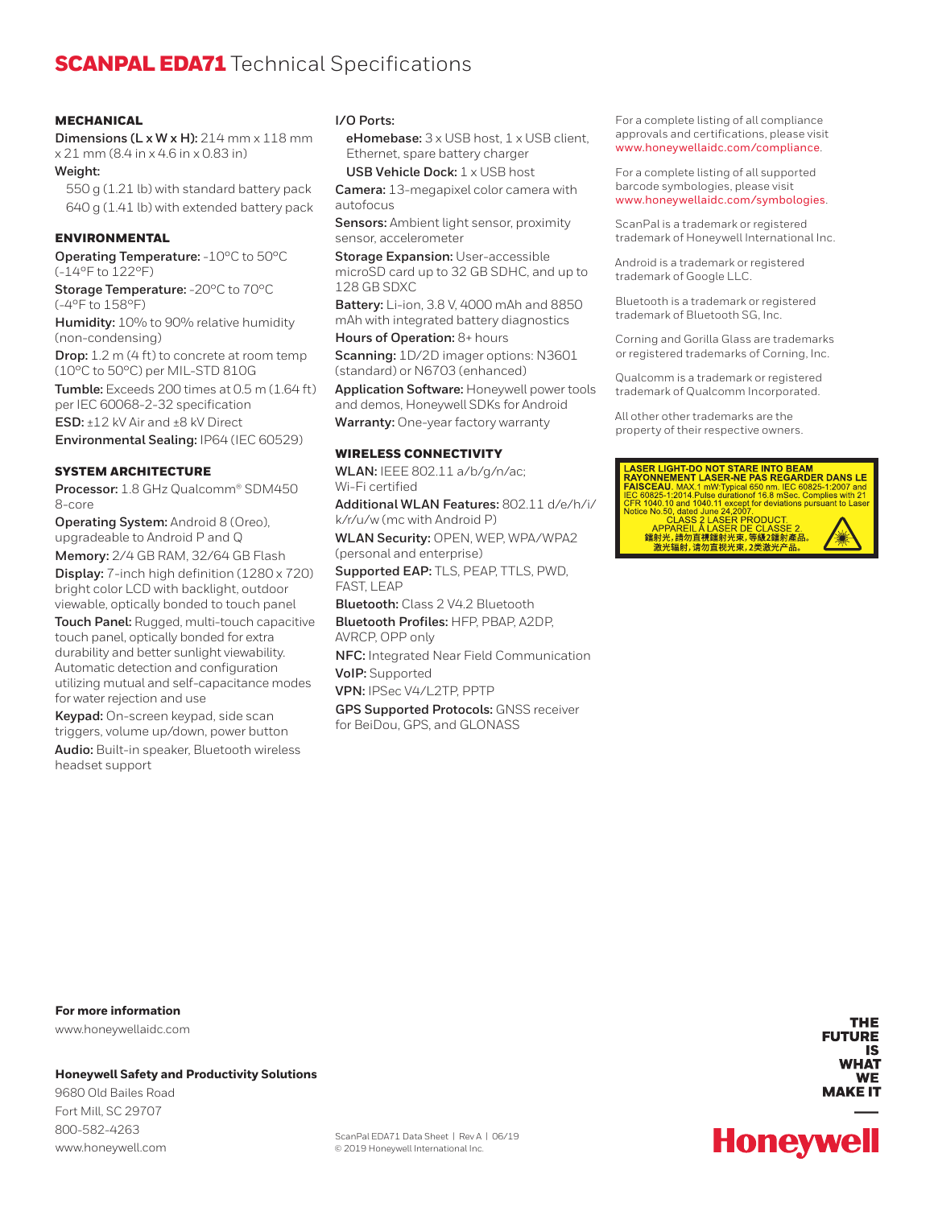# SCANPAL EDA71 Technical Specifications

### MECHANICAL

**Dimensions (L x W x H):** 214 mm x 118 mm x 21 mm (8.4 in x 4.6 in x 0.83 in)

**Weight:**

550 g (1.21 lb) with standard battery pack

640 g (1.41 lb) with extended battery pack

### ENVIRONMENTAL

**Operating Temperature:** -10°C to 50°C (-14°F to 122°F)

**Storage Temperature:** -20°C to 70°C (-4°F to 158°F)

**Humidity:** 10% to 90% relative humidity (non-condensing)

**Drop:** 1.2 m (4 ft) to concrete at room temp (10°C to 50°C) per MIL-STD 810G

**Tumble:** Exceeds 200 times at 0.5 m (1.64 ft) per IEC 60068-2-32 specification

**ESD:** ±12 kV Air and ±8 kV Direct

**Environmental Sealing:** IP64 (IEC 60529)

### SYSTEM ARCHITECTURE

**Processor:** 1.8 GHz Qualcomm® SDM450 8-core

**Operating System:** Android 8 (Oreo), upgradeable to Android P and Q

**Memory:** 2/4 GB RAM, 32/64 GB Flash

**Display:** 7-inch high definition (1280 x 720) bright color LCD with backlight, outdoor viewable, optically bonded to touch panel

**Touch Panel:** Rugged, multi-touch capacitive touch panel, optically bonded for extra durability and better sunlight viewability. Automatic detection and configuration utilizing mutual and self-capacitance modes for water rejection and use

**Keypad:** On-screen keypad, side scan triggers, volume up/down, power button

**Audio:** Built-in speaker, Bluetooth wireless headset support

**I/O Ports:**

**eHomebase:** 3 x USB host, 1 x USB client, Ethernet, spare battery charger

**USB Vehicle Dock:** 1 x USB host

**Camera:** 13-megapixel color camera with autofocus

**Sensors:** Ambient light sensor, proximity sensor, accelerometer

**Storage Expansion:** User-accessible microSD card up to 32 GB SDHC, and up to 128 GB SDXC

**Battery:** Li-ion, 3.8 V, 4000 mAh and 8850 mAh with integrated battery diagnostics

**Hours of Operation:** 8+ hours

**Scanning:** 1D/2D imager options: N3601 (standard) or N6703 (enhanced)

**Application Software:** Honeywell power tools and demos, Honeywell SDKs for Android

**Warranty:** One-year factory warranty

### WIRELESS CONNECTIVITY

**WLAN:** IEEE 802.11 a/b/g/n/ac; Wi-Fi certified

**Additional WLAN Features:** 802.11 d/e/h/i/k/r/u/w (mc with Android P)

**WLAN Security:** OPEN, WEP, WPA/WPA2 (personal and enterprise)

**Supported EAP:** TLS, PEAP, TTLS, PWD, FAST, LEAP

**Bluetooth:** Class 2 V4.2 Bluetooth

**Bluetooth Profiles:** HFP, PBAP, A2DP, AVRCP, OPP only

**NFC:** Integrated Near Field Communication

**VoIP:** Supported

**VPN:** IPSec V4/L2TP, PPTP

**GPS Supported Protocols:** GNSS receiver for BeiDou, GPS, and GLONASS

For a complete listing of all compliance approvals and certifications, please visit www.honeywellaidc.com/compliance.

For a complete listing of all supported barcode symbologies, please visit www.honeywellaidc.com/symbologies.

ScanPal is a trademark or registered trademark of Honeywell International Inc.

Android is a trademark or registered trademark of Google LLC.

Bluetooth is a trademark or registered trademark of Bluetooth SG, Inc.

Corning and Gorilla Glass are trademarks or registered trademarks of Corning, Inc.

Qualcomm is a trademark or registered trademark of Qualcomm Incorporated.

All other other trademarks are the property of their respective owners.

LASER LIGHT-DO NOT STARE INTO BEAM
RAYONNEMENT LASER-NE PAS REGARDER DANS LE FAISCEAU. MAX 1 mW:Typical 650 nm. IEC 60825-1:2007 and IEC 60825-1:2014.Pulse durationof 16.8 mSec. Complies with 21 CFR 1040.10 and 1040.11 except for deviations pursuant to Laser Notice No.50, dated June 24,2007.
CLASS 2 LASER PRODUCT.
APPAREIL À LASER DE CLASSE 2.
鐳射光，請勿直視鐳射光束，等級2鐳射產品。
激光辐射，请勿直视光束，2类激光产品。

**For more information**

www.honeywellaidc.com

**Honeywell Safety and Productivity Solutions**

9680 Old Bailes Road
Fort Mill, SC 29707
800-582-4263
www.honeywell.com

ScanPal EDA71 Data Sheet | Rev A | 06/19
© 2019 Honeywell International Inc.

THE FUTURE IS WHAT WE MAKE IT

Honeywell